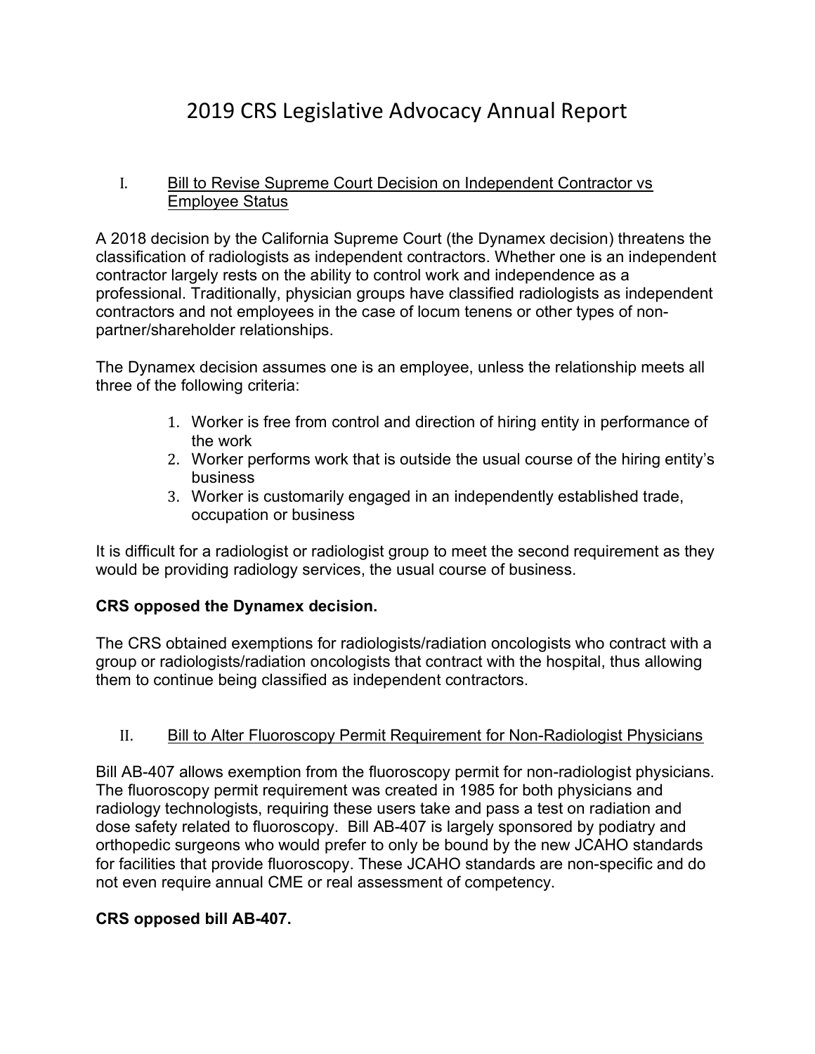# 2019 CRS Legislative Advocacy Annual Report

## I. Bill to Revise Supreme Court Decision on Independent Contractor vs Employee Status

A 2018 decision by the California Supreme Court (the Dynamex decision) threatens the classification of radiologists as independent contractors. Whether one is an independent contractor largely rests on the ability to control work and independence as a professional. Traditionally, physician groups have classified radiologists as independent contractors and not employees in the case of locum tenens or other types of non-partner/shareholder relationships.

The Dynamex decision assumes one is an employee, unless the relationship meets all three of the following criteria:

1. Worker is free from control and direction of hiring entity in performance of the work
2. Worker performs work that is outside the usual course of the hiring entity's business
3. Worker is customarily engaged in an independently established trade, occupation or business

It is difficult for a radiologist or radiologist group to meet the second requirement as they would be providing radiology services, the usual course of business.

**CRS opposed the Dynamex decision.**

The CRS obtained exemptions for radiologists/radiation oncologists who contract with a group or radiologists/radiation oncologists that contract with the hospital, thus allowing them to continue being classified as independent contractors.

## II. Bill to Alter Fluoroscopy Permit Requirement for Non-Radiologist Physicians

Bill AB-407 allows exemption from the fluoroscopy permit for non-radiologist physicians. The fluoroscopy permit requirement was created in 1985 for both physicians and radiology technologists, requiring these users take and pass a test on radiation and dose safety related to fluoroscopy. Bill AB-407 is largely sponsored by podiatry and orthopedic surgeons who would prefer to only be bound by the new JCAHO standards for facilities that provide fluoroscopy. These JCAHO standards are non-specific and do not even require annual CME or real assessment of competency.

**CRS opposed bill AB-407.**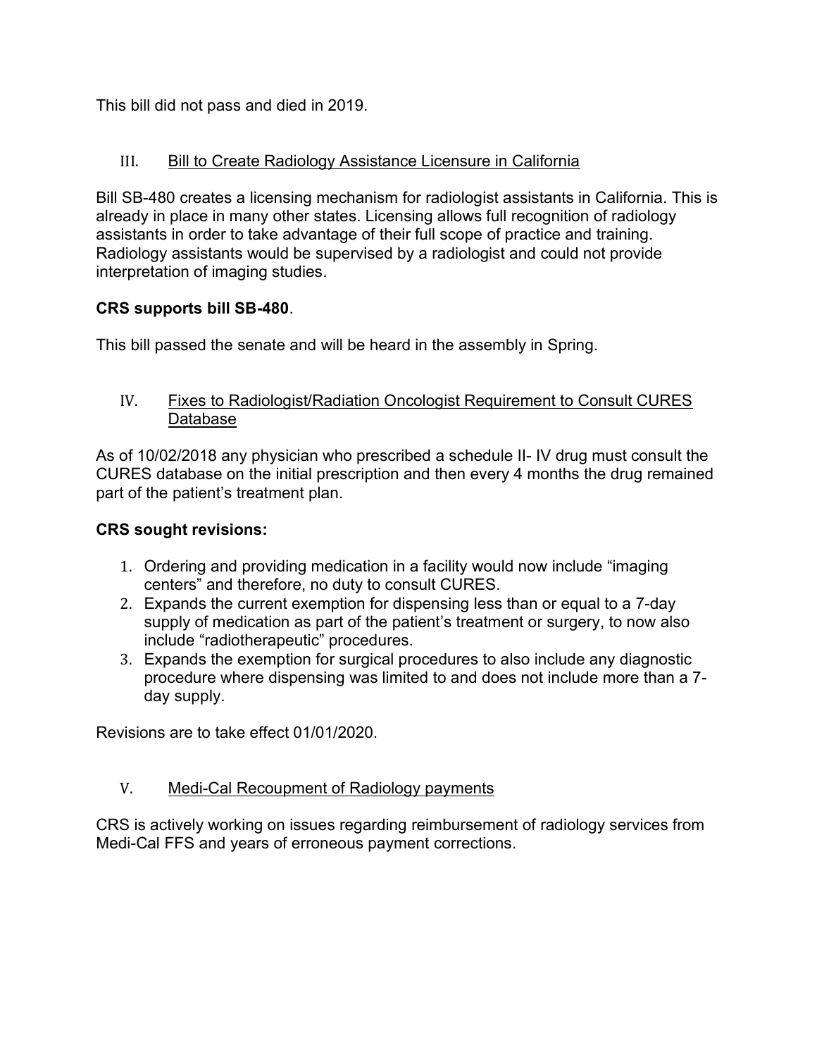This bill did not pass and died in 2019.

## III. Bill to Create Radiology Assistance Licensure in California

Bill SB-480 creates a licensing mechanism for radiologist assistants in California. This is already in place in many other states. Licensing allows full recognition of radiology assistants in order to take advantage of their full scope of practice and training. Radiology assistants would be supervised by a radiologist and could not provide interpretation of imaging studies.

**CRS supports bill SB-480**.

This bill passed the senate and will be heard in the assembly in Spring.

## IV. Fixes to Radiologist/Radiation Oncologist Requirement to Consult CURES Database

As of 10/02/2018 any physician who prescribed a schedule II- IV drug must consult the CURES database on the initial prescription and then every 4 months the drug remained part of the patient's treatment plan.

**CRS sought revisions:**

1. Ordering and providing medication in a facility would now include "imaging centers" and therefore, no duty to consult CURES.
2. Expands the current exemption for dispensing less than or equal to a 7-day supply of medication as part of the patient's treatment or surgery, to now also include "radiotherapeutic" procedures.
3. Expands the exemption for surgical procedures to also include any diagnostic procedure where dispensing was limited to and does not include more than a 7-day supply.

Revisions are to take effect 01/01/2020.

## V. Medi-Cal Recoupment of Radiology payments

CRS is actively working on issues regarding reimbursement of radiology services from Medi-Cal FFS and years of erroneous payment corrections.